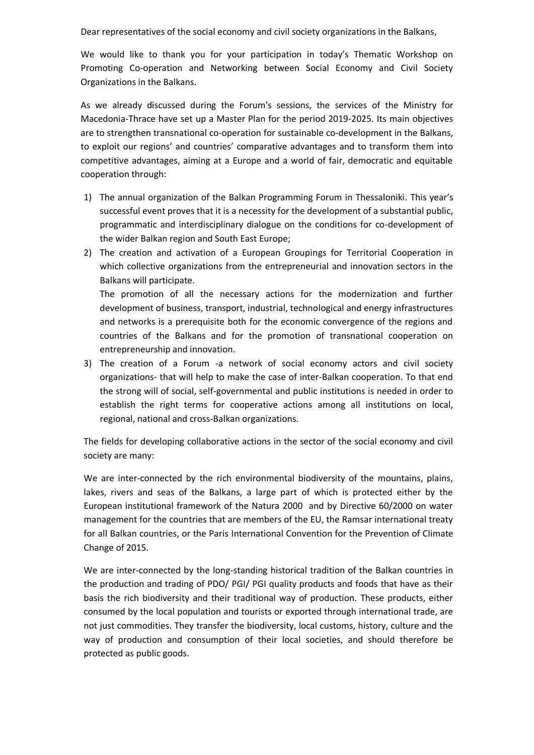Dear representatives of the social economy and civil society organizations in the Balkans,

We would like to thank you for your participation in today's Thematic Workshop on Promoting Co-operation and Networking between Social Economy and Civil Society Organizations in the Balkans.

As we already discussed during the Forum's sessions, the services of the Ministry for Macedonia-Thrace have set up a Master Plan for the period 2019-2025. Its main objectives are to strengthen transnational co-operation for sustainable co-development in the Balkans, to exploit our regions' and countries' comparative advantages and to transform them into competitive advantages, aiming at a Europe and a world of fair, democratic and equitable cooperation through:

1) The annual organization of the Balkan Programming Forum in Thessaloniki. This year's successful event proves that it is a necessity for the development of a substantial public, programmatic and interdisciplinary dialogue on the conditions for co-development of the wider Balkan region and South East Europe;
2) The creation and activation of a European Groupings for Territorial Cooperation in which collective organizations from the entrepreneurial and innovation sectors in the Balkans will participate.

   The promotion of all the necessary actions for the modernization and further development of business, transport, industrial, technological and energy infrastructures and networks is a prerequisite both for the economic convergence of the regions and countries of the Balkans and for the promotion of transnational cooperation on entrepreneurship and innovation.
3) The creation of a Forum -a network of social economy actors and civil society organizations- that will help to make the case of inter-Balkan cooperation. To that end the strong will of social, self-governmental and public institutions is needed in order to establish the right terms for cooperative actions among all institutions on local, regional, national and cross-Balkan organizations.

The fields for developing collaborative actions in the sector of the social economy and civil society are many:

We are inter-connected by the rich environmental biodiversity of the mountains, plains, lakes, rivers and seas of the Balkans, a large part of which is protected either by the European institutional framework of the Natura 2000 and by Directive 60/2000 on water management for the countries that are members of the EU, the Ramsar international treaty for all Balkan countries, or the Paris International Convention for the Prevention of Climate Change of 2015.

We are inter-connected by the long-standing historical tradition of the Balkan countries in the production and trading of PDO/ PGI/ PGI quality products and foods that have as their basis the rich biodiversity and their traditional way of production. These products, either consumed by the local population and tourists or exported through international trade, are not just commodities. They transfer the biodiversity, local customs, history, culture and the way of production and consumption of their local societies, and should therefore be protected as public goods.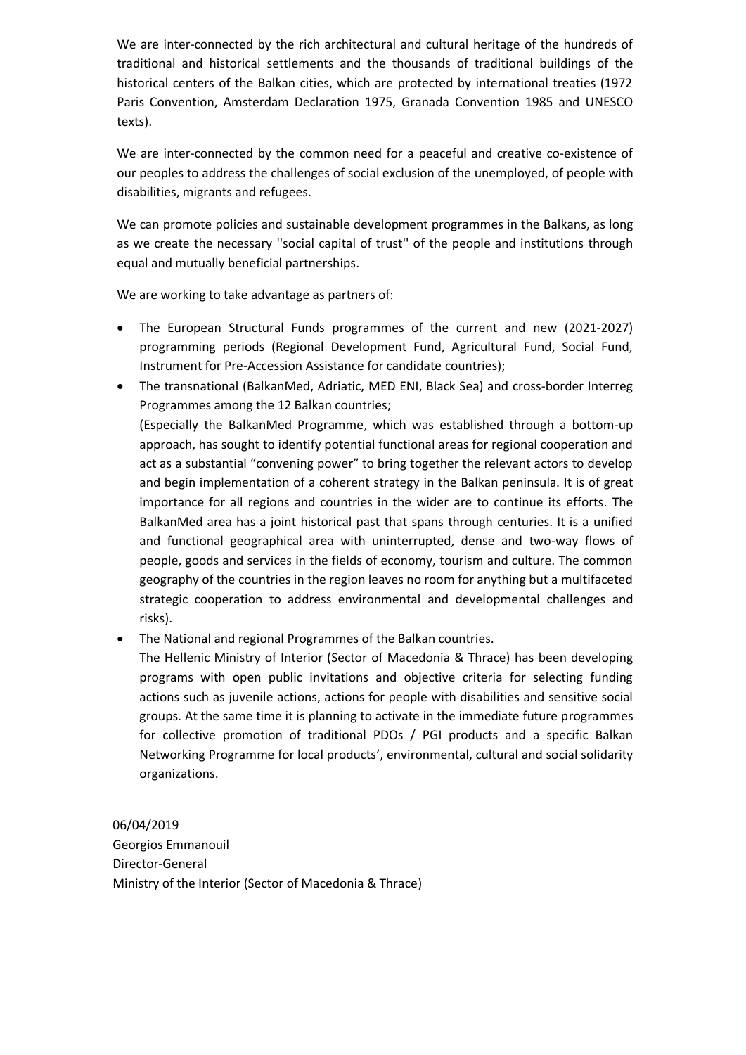We are inter-connected by the rich architectural and cultural heritage of the hundreds of traditional and historical settlements and the thousands of traditional buildings of the historical centers of the Balkan cities, which are protected by international treaties (1972 Paris Convention, Amsterdam Declaration 1975, Granada Convention 1985 and UNESCO texts).

We are inter-connected by the common need for a peaceful and creative co-existence of our peoples to address the challenges of social exclusion of the unemployed, of people with disabilities, migrants and refugees.

We can promote policies and sustainable development programmes in the Balkans, as long as we create the necessary ''social capital of trust'' of the people and institutions through equal and mutually beneficial partnerships.

We are working to take advantage as partners of:

- The European Structural Funds programmes of the current and new (2021-2027) programming periods (Regional Development Fund, Agricultural Fund, Social Fund, Instrument for Pre-Accession Assistance for candidate countries);
- The transnational (BalkanMed, Adriatic, MED ENI, Black Sea) and cross-border Interreg Programmes among the 12 Balkan countries;
  (Especially the BalkanMed Programme, which was established through a bottom-up approach, has sought to identify potential functional areas for regional cooperation and act as a substantial "convening power" to bring together the relevant actors to develop and begin implementation of a coherent strategy in the Balkan peninsula. It is of great importance for all regions and countries in the wider are to continue its efforts. The BalkanMed area has a joint historical past that spans through centuries. It is a unified and functional geographical area with uninterrupted, dense and two-way flows of people, goods and services in the fields of economy, tourism and culture. The common geography of the countries in the region leaves no room for anything but a multifaceted strategic cooperation to address environmental and developmental challenges and risks).
- The National and regional Programmes of the Balkan countries.
  The Hellenic Ministry of Interior (Sector of Macedonia & Thrace) has been developing programs with open public invitations and objective criteria for selecting funding actions such as juvenile actions, actions for people with disabilities and sensitive social groups. At the same time it is planning to activate in the immediate future programmes for collective promotion of traditional PDOs / PGI products and a specific Balkan Networking Programme for local products', environmental, cultural and social solidarity organizations.

06/04/2019
Georgios Emmanouil
Director-General
Ministry of the Interior (Sector of Macedonia & Thrace)